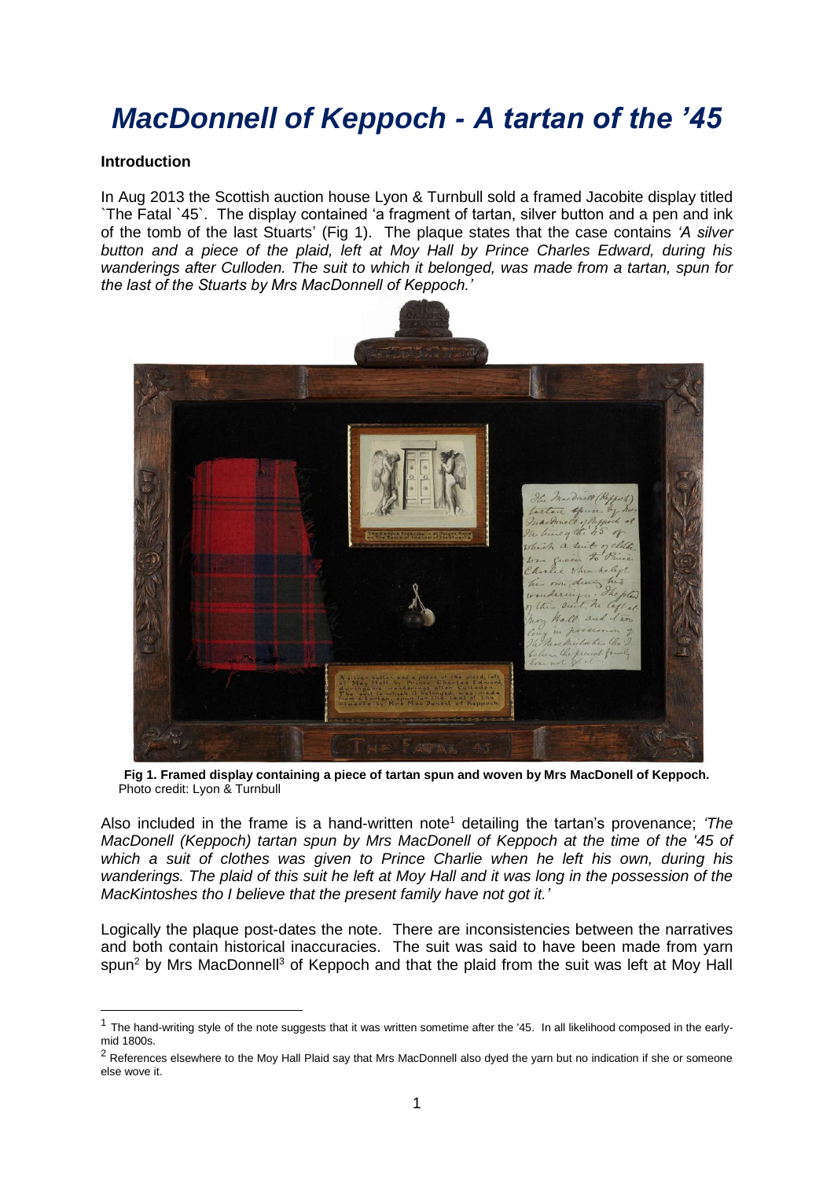# *MacDonnell of Keppoch - A tartan of the '45*

**Introduction**

In Aug 2013 the Scottish auction house Lyon & Turnbull sold a framed Jacobite display titled `The Fatal `45`. The display contained 'a fragment of tartan, silver button and a pen and ink of the tomb of the last Stuarts' (Fig 1). The plaque states that the case contains *'A silver button and a piece of the plaid, left at Moy Hall by Prince Charles Edward, during his wanderings after Culloden. The suit to which it belonged, was made from a tartan, spun for the last of the Stuarts by Mrs MacDonnell of Keppoch.'*

**Fig 1. Framed display containing a piece of tartan spun and woven by Mrs MacDonell of Keppoch.**
Photo credit: Lyon & Turnbull

Also included in the frame is a hand-written note[1] detailing the tartan's provenance; *'The MacDonell (Keppoch) tartan spun by Mrs MacDonell of Keppoch at the time of the '45 of which a suit of clothes was given to Prince Charlie when he left his own, during his wanderings. The plaid of this suit he left at Moy Hall and it was long in the possession of the MacKintoshes tho I believe that the present family have not got it.'*

Logically the plaque post-dates the note. There are inconsistencies between the narratives and both contain historical inaccuracies. The suit was said to have been made from yarn spun[2] by Mrs MacDonnell[3] of Keppoch and that the plaid from the suit was left at Moy Hall

---

[1] The hand-writing style of the note suggests that it was written sometime after the '45. In all likelihood composed in the early-mid 1800s.

[2] References elsewhere to the Moy Hall Plaid say that Mrs MacDonnell also dyed the yarn but no indication if she or someone else wove it.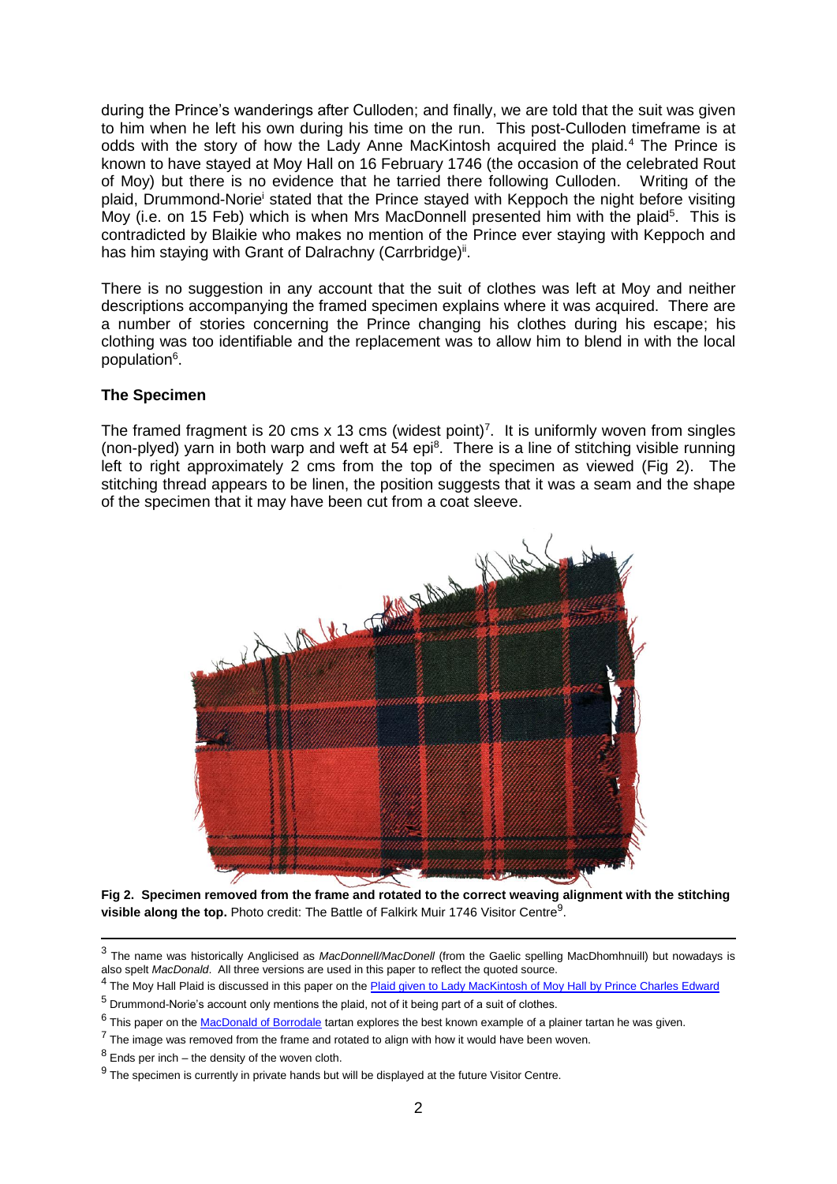during the Prince's wanderings after Culloden; and finally, we are told that the suit was given to him when he left his own during his time on the run. This post-Culloden timeframe is at odds with the story of how the Lady Anne MacKintosh acquired the plaid.[4] The Prince is known to have stayed at Moy Hall on 16 February 1746 (the occasion of the celebrated Rout of Moy) but there is no evidence that he tarried there following Culloden. Writing of the plaid, Drummond-Norie[i] stated that the Prince stayed with Keppoch the night before visiting Moy (i.e. on 15 Feb) which is when Mrs MacDonnell presented him with the plaid[5]. This is contradicted by Blaikie who makes no mention of the Prince ever staying with Keppoch and has him staying with Grant of Dalrachny (Carrbridge)[ii].

There is no suggestion in any account that the suit of clothes was left at Moy and neither descriptions accompanying the framed specimen explains where it was acquired. There are a number of stories concerning the Prince changing his clothes during his escape; his clothing was too identifiable and the replacement was to allow him to blend in with the local population[6].

**The Specimen**

The framed fragment is 20 cms x 13 cms (widest point)[7]. It is uniformly woven from singles (non-plyed) yarn in both warp and weft at 54 epi[8]. There is a line of stitching visible running left to right approximately 2 cms from the top of the specimen as viewed (Fig 2). The stitching thread appears to be linen, the position suggests that it was a seam and the shape of the specimen that it may have been cut from a coat sleeve.

**Fig 2. Specimen removed from the frame and rotated to the correct weaving alignment with the stitching visible along the top.** Photo credit: The Battle of Falkirk Muir 1746 Visitor Centre[9].

---

[3] The name was historically Anglicised as *MacDonnell/MacDonell* (from the Gaelic spelling MacDhomhnuill) but nowadays is also spelt *MacDonald*. All three versions are used in this paper to reflect the quoted source.

[4] The Moy Hall Plaid is discussed in this paper on the Plaid given to Lady MacKintosh of Moy Hall by Prince Charles Edward

[5] Drummond-Norie's account only mentions the plaid, not of it being part of a suit of clothes.

[6] This paper on the MacDonald of Borrodale tartan explores the best known example of a plainer tartan he was given.

[7] The image was removed from the frame and rotated to align with how it would have been woven.

[8] Ends per inch – the density of the woven cloth.

[9] The specimen is currently in private hands but will be displayed at the future Visitor Centre.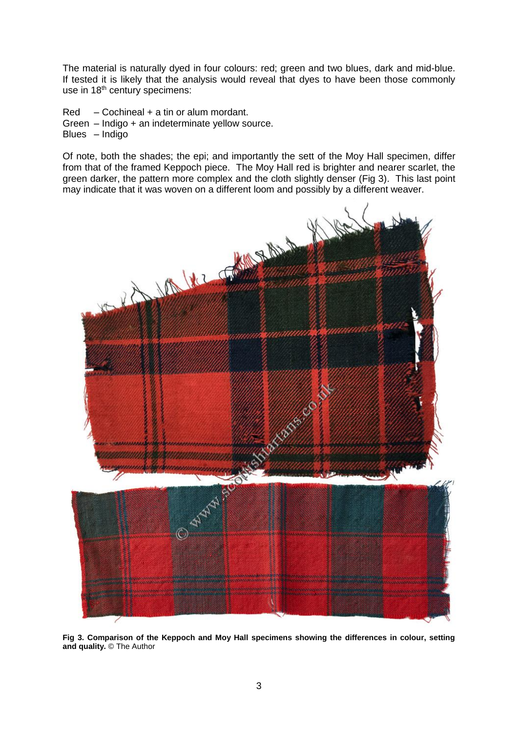The material is naturally dyed in four colours: red; green and two blues, dark and mid-blue. If tested it is likely that the analysis would reveal that dyes to have been those commonly use in 18th century specimens:

Red – Cochineal + a tin or alum mordant.
Green – Indigo + an indeterminate yellow source.
Blues – Indigo

Of note, both the shades; the epi; and importantly the sett of the Moy Hall specimen, differ from that of the framed Keppoch piece. The Moy Hall red is brighter and nearer scarlet, the green darker, the pattern more complex and the cloth slightly denser (Fig 3). This last point may indicate that it was woven on a different loom and possibly by a different weaver.

**Fig 3. Comparison of the Keppoch and Moy Hall specimens showing the differences in colour, setting and quality.** © The Author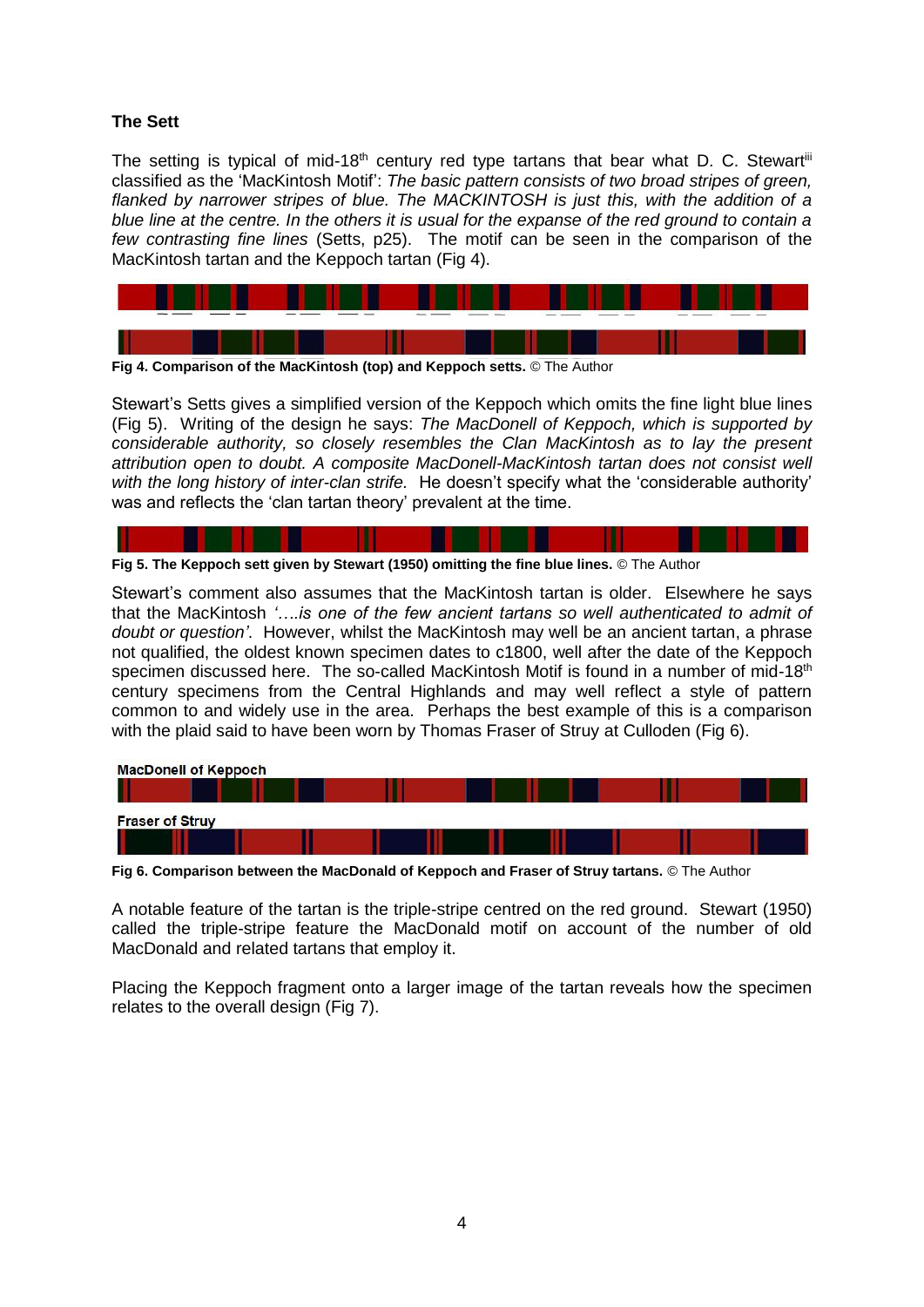**The Sett**

The setting is typical of mid-18th century red type tartans that bear what D. C. Stewart[iii] classified as the 'MacKintosh Motif': *The basic pattern consists of two broad stripes of green, flanked by narrower stripes of blue. The MACKINTOSH is just this, with the addition of a blue line at the centre. In the others it is usual for the expanse of the red ground to contain a few contrasting fine lines* (Setts, p25). The motif can be seen in the comparison of the MacKintosh tartan and the Keppoch tartan (Fig 4).

**Fig 4. Comparison of the MacKintosh (top) and Keppoch setts.** © The Author

Stewart's Setts gives a simplified version of the Keppoch which omits the fine light blue lines (Fig 5). Writing of the design he says: *The MacDonell of Keppoch, which is supported by considerable authority, so closely resembles the Clan MacKintosh as to lay the present attribution open to doubt. A composite MacDonell-MacKintosh tartan does not consist well with the long history of inter-clan strife.* He doesn't specify what the 'considerable authority' was and reflects the 'clan tartan theory' prevalent at the time.

**Fig 5. The Keppoch sett given by Stewart (1950) omitting the fine blue lines.** © The Author

Stewart's comment also assumes that the MacKintosh tartan is older. Elsewhere he says that the MacKintosh *'….is one of the few ancient tartans so well authenticated to admit of doubt or question'*. However, whilst the MacKintosh may well be an ancient tartan, a phrase not qualified, the oldest known specimen dates to c1800, well after the date of the Keppoch specimen discussed here. The so-called MacKintosh Motif is found in a number of mid-18th century specimens from the Central Highlands and may well reflect a style of pattern common to and widely use in the area. Perhaps the best example of this is a comparison with the plaid said to have been worn by Thomas Fraser of Struy at Culloden (Fig 6).

MacDonell of Keppoch

Fraser of Struy

**Fig 6. Comparison between the MacDonald of Keppoch and Fraser of Struy tartans.** © The Author

A notable feature of the tartan is the triple-stripe centred on the red ground. Stewart (1950) called the triple-stripe feature the MacDonald motif on account of the number of old MacDonald and related tartans that employ it.

Placing the Keppoch fragment onto a larger image of the tartan reveals how the specimen relates to the overall design (Fig 7).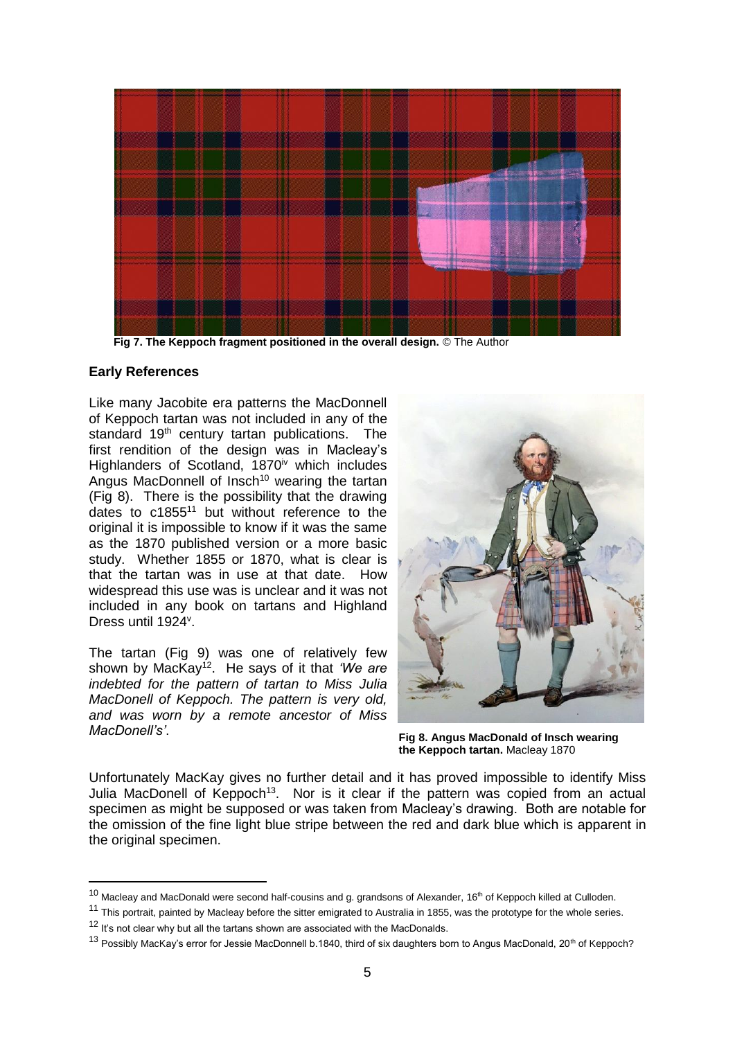**Fig 7. The Keppoch fragment positioned in the overall design.** © The Author

## Early References

Like many Jacobite era patterns the MacDonnell of Keppoch tartan was not included in any of the standard 19th century tartan publications. The first rendition of the design was in Macleay's Highlanders of Scotland, 1870[iv] which includes Angus MacDonnell of Insch[10] wearing the tartan (Fig 8). There is the possibility that the drawing dates to c1855[11] but without reference to the original it is impossible to know if it was the same as the 1870 published version or a more basic study. Whether 1855 or 1870, what is clear is that the tartan was in use at that date. How widespread this use was is unclear and it was not included in any book on tartans and Highland Dress until 1924[v].

The tartan (Fig 9) was one of relatively few shown by MacKay[12]. He says of it that *'We are indebted for the pattern of tartan to Miss Julia MacDonell of Keppoch. The pattern is very old, and was worn by a remote ancestor of Miss MacDonell's'*.

**Fig 8. Angus MacDonald of Insch wearing the Keppoch tartan.** Macleay 1870

Unfortunately MacKay gives no further detail and it has proved impossible to identify Miss Julia MacDonell of Keppoch[13]. Nor is it clear if the pattern was copied from an actual specimen as might be supposed or was taken from Macleay's drawing. Both are notable for the omission of the fine light blue stripe between the red and dark blue which is apparent in the original specimen.

---

[10] Macleay and MacDonald were second half-cousins and g. grandsons of Alexander, 16th of Keppoch killed at Culloden.

[11] This portrait, painted by Macleay before the sitter emigrated to Australia in 1855, was the prototype for the whole series.

[12] It's not clear why but all the tartans shown are associated with the MacDonalds.

[13] Possibly MacKay's error for Jessie MacDonnell b.1840, third of six daughters born to Angus MacDonald, 20th of Keppoch?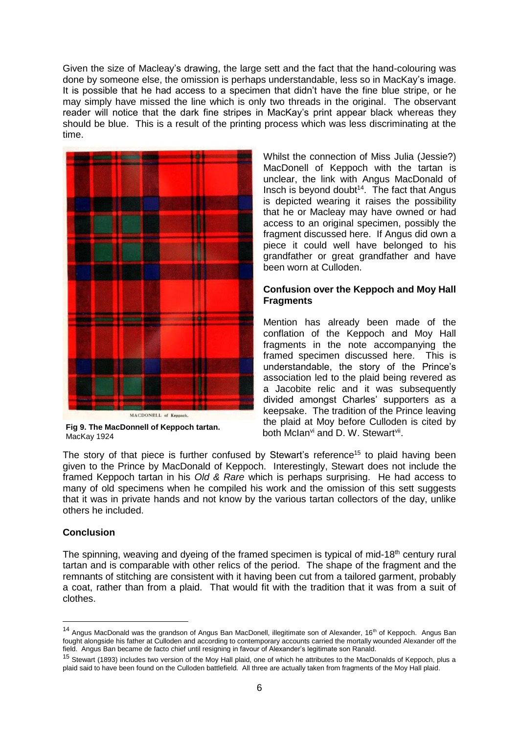Given the size of Macleay's drawing, the large sett and the fact that the hand-colouring was done by someone else, the omission is perhaps understandable, less so in MacKay's image. It is possible that he had access to a specimen that didn't have the fine blue stripe, or he may simply have missed the line which is only two threads in the original. The observant reader will notice that the dark fine stripes in MacKay's print appear black whereas they should be blue. This is a result of the printing process which was less discriminating at the time.

MACDONELL of Keppoch.

**Fig 9. The MacDonnell of Keppoch tartan.** MacKay 1924

Whilst the connection of Miss Julia (Jessie?) MacDonell of Keppoch with the tartan is unclear, the link with Angus MacDonald of Insch is beyond doubt[14]. The fact that Angus is depicted wearing it raises the possibility that he or Macleay may have owned or had access to an original specimen, possibly the fragment discussed here. If Angus did own a piece it could well have belonged to his grandfather or great grandfather and have been worn at Culloden.

### Confusion over the Keppoch and Moy Hall Fragments

Mention has already been made of the conflation of the Keppoch and Moy Hall fragments in the note accompanying the framed specimen discussed here. This is understandable, the story of the Prince's association led to the plaid being revered as a Jacobite relic and it was subsequently divided amongst Charles' supporters as a keepsake. The tradition of the Prince leaving the plaid at Moy before Culloden is cited by both McIan[vi] and D. W. Stewart[vii].

The story of that piece is further confused by Stewart's reference[15] to plaid having been given to the Prince by MacDonald of Keppoch. Interestingly, Stewart does not include the framed Keppoch tartan in his *Old & Rare* which is perhaps surprising. He had access to many of old specimens when he compiled his work and the omission of this sett suggests that it was in private hands and not know by the various tartan collectors of the day, unlike others he included.

### Conclusion

The spinning, weaving and dyeing of the framed specimen is typical of mid-18th century rural tartan and is comparable with other relics of the period. The shape of the fragment and the remnants of stitching are consistent with it having been cut from a tailored garment, probably a coat, rather than from a plaid. That would fit with the tradition that it was from a suit of clothes.

---

[14] Angus MacDonald was the grandson of Angus Ban MacDonell, illegitimate son of Alexander, 16th of Keppoch. Angus Ban fought alongside his father at Culloden and according to contemporary accounts carried the mortally wounded Alexander off the field. Angus Ban became de facto chief until resigning in favour of Alexander's legitimate son Ranald.

[15] Stewart (1893) includes two version of the Moy Hall plaid, one of which he attributes to the MacDonalds of Keppoch, plus a plaid said to have been found on the Culloden battlefield. All three are actually taken from fragments of the Moy Hall plaid.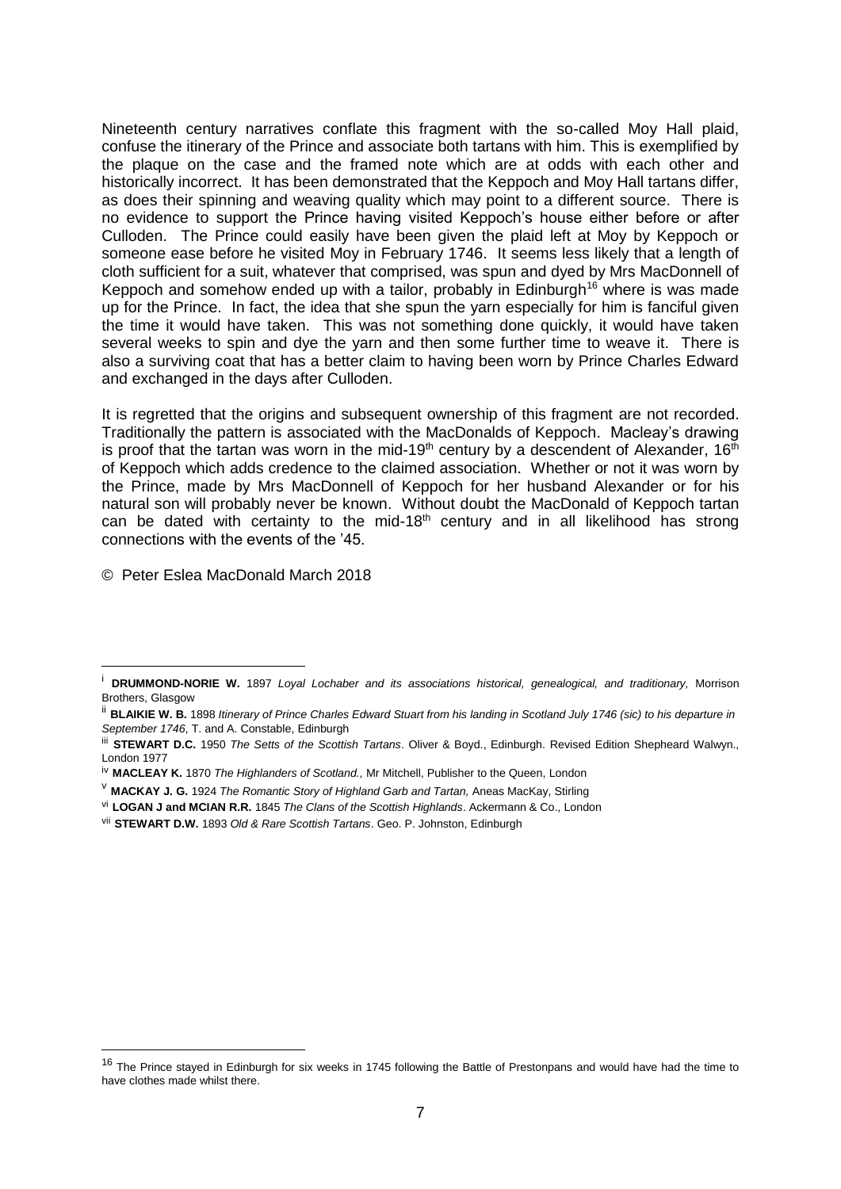Nineteenth century narratives conflate this fragment with the so-called Moy Hall plaid, confuse the itinerary of the Prince and associate both tartans with him. This is exemplified by the plaque on the case and the framed note which are at odds with each other and historically incorrect. It has been demonstrated that the Keppoch and Moy Hall tartans differ, as does their spinning and weaving quality which may point to a different source. There is no evidence to support the Prince having visited Keppoch's house either before or after Culloden. The Prince could easily have been given the plaid left at Moy by Keppoch or someone ease before he visited Moy in February 1746. It seems less likely that a length of cloth sufficient for a suit, whatever that comprised, was spun and dyed by Mrs MacDonnell of Keppoch and somehow ended up with a tailor, probably in Edinburgh[16] where is was made up for the Prince. In fact, the idea that she spun the yarn especially for him is fanciful given the time it would have taken. This was not something done quickly, it would have taken several weeks to spin and dye the yarn and then some further time to weave it. There is also a surviving coat that has a better claim to having been worn by Prince Charles Edward and exchanged in the days after Culloden.

It is regretted that the origins and subsequent ownership of this fragment are not recorded. Traditionally the pattern is associated with the MacDonalds of Keppoch. Macleay's drawing is proof that the tartan was worn in the mid-19th century by a descendent of Alexander, 16th of Keppoch which adds credence to the claimed association. Whether or not it was worn by the Prince, made by Mrs MacDonnell of Keppoch for her husband Alexander or for his natural son will probably never be known. Without doubt the MacDonald of Keppoch tartan can be dated with certainty to the mid-18th century and in all likelihood has strong connections with the events of the '45.

© Peter Eslea MacDonald March 2018

---

[i] **DRUMMOND-NORIE W.** 1897 *Loyal Lochaber and its associations historical, genealogical, and traditionary,* Morrison Brothers, Glasgow

[ii] **BLAIKIE W. B.** 1898 *Itinerary of Prince Charles Edward Stuart from his landing in Scotland July 1746 (sic) to his departure in September 1746*, T. and A. Constable, Edinburgh

[iii] **STEWART D.C.** 1950 *The Setts of the Scottish Tartans*. Oliver & Boyd., Edinburgh. Revised Edition Shepheard Walwyn., London 1977

[iv] **MACLEAY K.** 1870 *The Highlanders of Scotland.,* Mr Mitchell, Publisher to the Queen, London

[v] **MACKAY J. G.** 1924 *The Romantic Story of Highland Garb and Tartan,* Aneas MacKay, Stirling

[vi] **LOGAN J and MCIAN R.R.** 1845 *The Clans of the Scottish Highlands*. Ackermann & Co., London

[vii] **STEWART D.W.** 1893 *Old & Rare Scottish Tartans*. Geo. P. Johnston, Edinburgh

---

[16] The Prince stayed in Edinburgh for six weeks in 1745 following the Battle of Prestonpans and would have had the time to have clothes made whilst there.